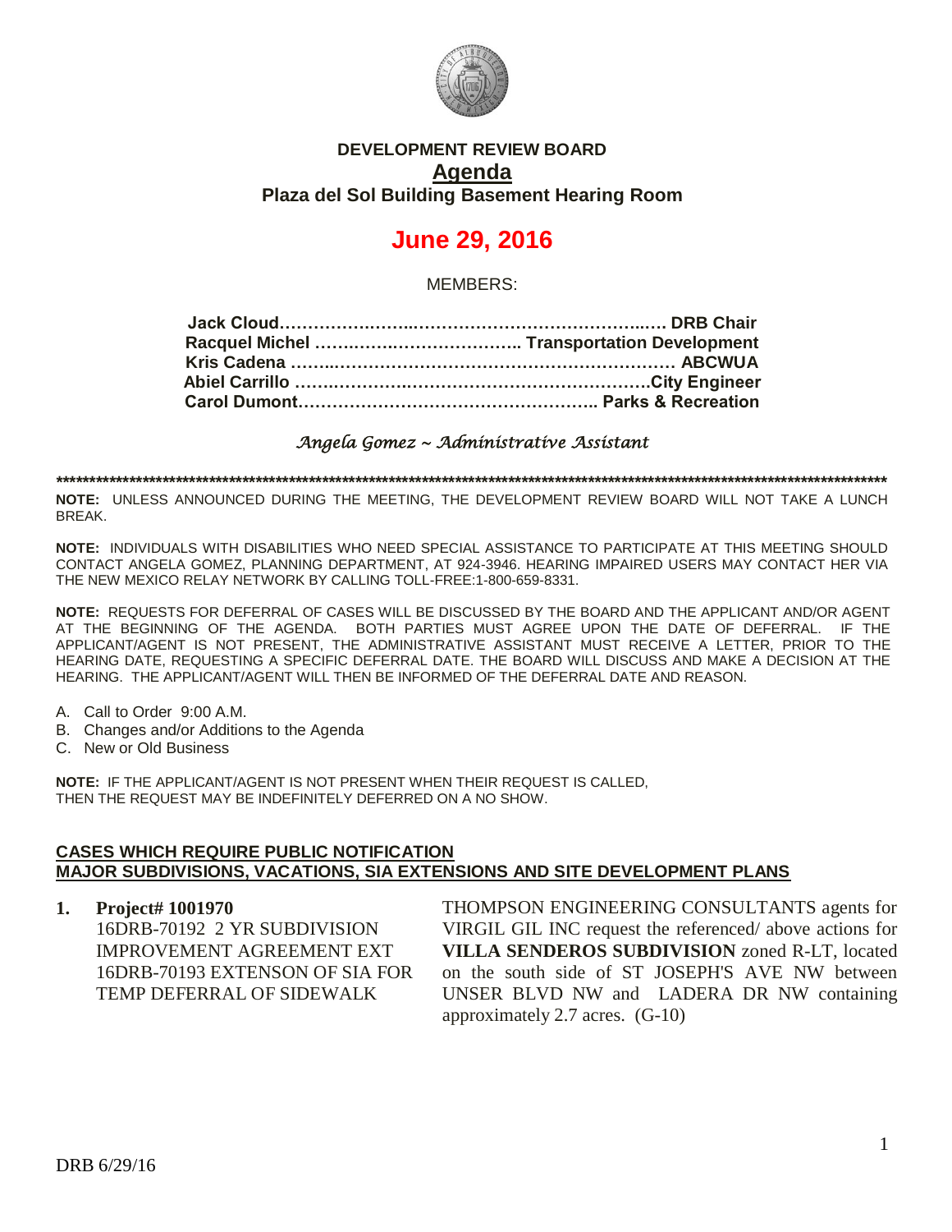**DEVELOPMENT REVIEW BOARD**

**Agenda**

**Plaza del Sol Building Basement Hearing Room**

# June 29, 2016

MEMBERS:

**Jack Cloud………………………………………………………… DRB Chair**
**Racquel Michel ………………………………. Transportation Development**
**Kris Cadena ………………………………………………………… ABCWUA**
**Abiel Carrillo ……………………………………………………City Engineer**
**Carol Dumont…………………………………………….. Parks & Recreation**

*Angela Gomez ~ Administrative Assistant*

**************************************************************************************************************************************

**NOTE:** UNLESS ANNOUNCED DURING THE MEETING, THE DEVELOPMENT REVIEW BOARD WILL NOT TAKE A LUNCH BREAK.

**NOTE:** INDIVIDUALS WITH DISABILITIES WHO NEED SPECIAL ASSISTANCE TO PARTICIPATE AT THIS MEETING SHOULD CONTACT ANGELA GOMEZ, PLANNING DEPARTMENT, AT 924-3946. HEARING IMPAIRED USERS MAY CONTACT HER VIA THE NEW MEXICO RELAY NETWORK BY CALLING TOLL-FREE:1-800-659-8331.

**NOTE:** REQUESTS FOR DEFERRAL OF CASES WILL BE DISCUSSED BY THE BOARD AND THE APPLICANT AND/OR AGENT AT THE BEGINNING OF THE AGENDA. BOTH PARTIES MUST AGREE UPON THE DATE OF DEFERRAL. IF THE APPLICANT/AGENT IS NOT PRESENT, THE ADMINISTRATIVE ASSISTANT MUST RECEIVE A LETTER, PRIOR TO THE HEARING DATE, REQUESTING A SPECIFIC DEFERRAL DATE. THE BOARD WILL DISCUSS AND MAKE A DECISION AT THE HEARING. THE APPLICANT/AGENT WILL THEN BE INFORMED OF THE DEFERRAL DATE AND REASON.

A. Call to Order 9:00 A.M.
B. Changes and/or Additions to the Agenda
C. New or Old Business

**NOTE:** IF THE APPLICANT/AGENT IS NOT PRESENT WHEN THEIR REQUEST IS CALLED, THEN THE REQUEST MAY BE INDEFINITELY DEFERRED ON A NO SHOW.

**CASES WHICH REQUIRE PUBLIC NOTIFICATION**
**MAJOR SUBDIVISIONS, VACATIONS, SIA EXTENSIONS AND SITE DEVELOPMENT PLANS**

1. **Project# 1001970**
16DRB-70192 2 YR SUBDIVISION IMPROVEMENT AGREEMENT EXT
16DRB-70193 EXTENSON OF SIA FOR TEMP DEFERRAL OF SIDEWALK

THOMPSON ENGINEERING CONSULTANTS agents for VIRGIL GIL INC request the referenced/ above actions for **VILLA SENDEROS SUBDIVISION** zoned R-LT, located on the south side of ST JOSEPH'S AVE NW between UNSER BLVD NW and LADERA DR NW containing approximately 2.7 acres. (G-10)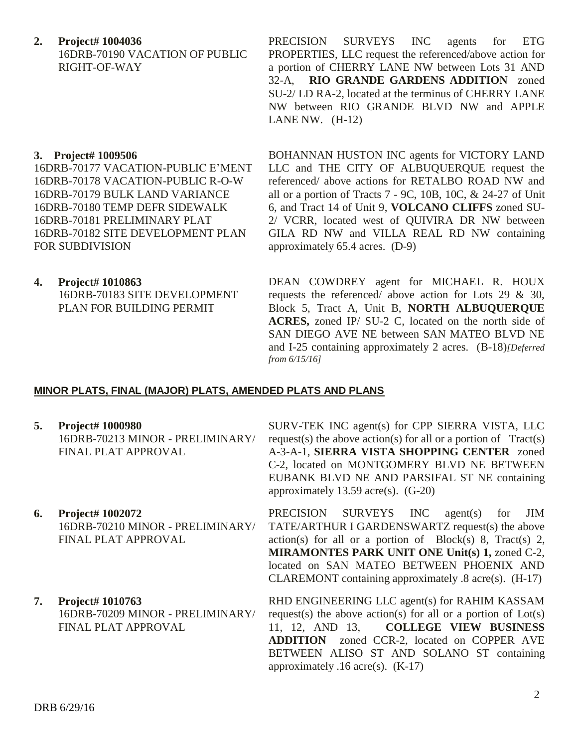**2. Project# 1004036**
16DRB-70190 VACATION OF PUBLIC RIGHT-OF-WAY

PRECISION SURVEYS INC agents for ETG PROPERTIES, LLC request the referenced/above action for a portion of CHERRY LANE NW between Lots 31 AND 32-A, **RIO GRANDE GARDENS ADDITION** zoned SU-2/ LD RA-2, located at the terminus of CHERRY LANE NW between RIO GRANDE BLVD NW and APPLE LANE NW. (H-12)

**3. Project# 1009506**
16DRB-70177 VACATION-PUBLIC E'MENT
16DRB-70178 VACATION-PUBLIC R-O-W
16DRB-70179 BULK LAND VARIANCE
16DRB-70180 TEMP DEFR SIDEWALK
16DRB-70181 PRELIMINARY PLAT
16DRB-70182 SITE DEVELOPMENT PLAN FOR SUBDIVISION

BOHANNAN HUSTON INC agents for VICTORY LAND LLC and THE CITY OF ALBUQUERQUE request the referenced/ above actions for RETALBO ROAD NW and all or a portion of Tracts 7 - 9C, 10B, 10C, & 24-27 of Unit 6, and Tract 14 of Unit 9, **VOLCANO CLIFFS** zoned SU-2/ VCRR, located west of QUIVIRA DR NW between GILA RD NW and VILLA REAL RD NW containing approximately 65.4 acres. (D-9)

**4. Project# 1010863**
16DRB-70183 SITE DEVELOPMENT PLAN FOR BUILDING PERMIT

DEAN COWDREY agent for MICHAEL R. HOUX requests the referenced/ above action for Lots 29 & 30, Block 5, Tract A, Unit B, **NORTH ALBUQUERQUE ACRES,** zoned IP/ SU-2 C, located on the north side of SAN DIEGO AVE NE between SAN MATEO BLVD NE and I-25 containing approximately 2 acres. (B-18)*[Deferred from 6/15/16]*

## MINOR PLATS, FINAL (MAJOR) PLATS, AMENDED PLATS AND PLANS

**5. Project# 1000980**
16DRB-70213 MINOR - PRELIMINARY/ FINAL PLAT APPROVAL

SURV-TEK INC agent(s) for CPP SIERRA VISTA, LLC request(s) the above action(s) for all or a portion of Tract(s) A-3-A-1, **SIERRA VISTA SHOPPING CENTER** zoned C-2, located on MONTGOMERY BLVD NE BETWEEN EUBANK BLVD NE AND PARSIFAL ST NE containing approximately 13.59 acre(s). (G-20)

**6. Project# 1002072**
16DRB-70210 MINOR - PRELIMINARY/ FINAL PLAT APPROVAL

PRECISION SURVEYS INC agent(s) for JIM TATE/ARTHUR I GARDENSWARTZ request(s) the above action(s) for all or a portion of Block(s) 8, Tract(s) 2, **MIRAMONTES PARK UNIT ONE Unit(s) 1,** zoned C-2, located on SAN MATEO BETWEEN PHOENIX AND CLAREMONT containing approximately .8 acre(s). (H-17)

**7. Project# 1010763**
16DRB-70209 MINOR - PRELIMINARY/ FINAL PLAT APPROVAL

RHD ENGINEERING LLC agent(s) for RAHIM KASSAM request(s) the above action(s) for all or a portion of Lot(s) 11, 12, AND 13, **COLLEGE VIEW BUSINESS ADDITION** zoned CCR-2, located on COPPER AVE BETWEEN ALISO ST AND SOLANO ST containing approximately .16 acre(s). (K-17)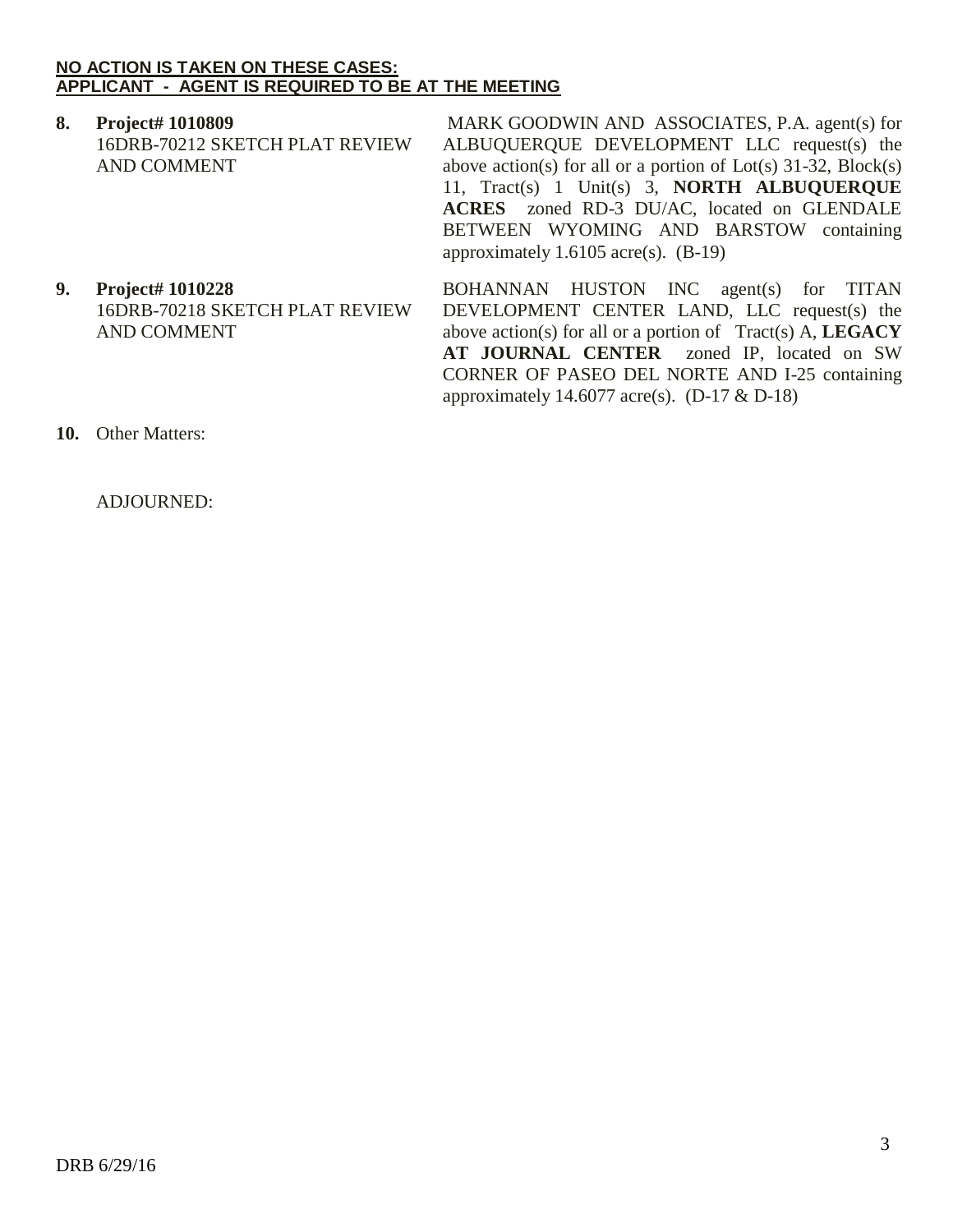**NO ACTION IS TAKEN ON THESE CASES:**
**APPLICANT - AGENT IS REQUIRED TO BE AT THE MEETING**

**8. Project# 1010809**
16DRB-70212 SKETCH PLAT REVIEW AND COMMENT

MARK GOODWIN AND ASSOCIATES, P.A. agent(s) for ALBUQUERQUE DEVELOPMENT LLC request(s) the above action(s) for all or a portion of Lot(s) 31-32, Block(s) 11, Tract(s) 1 Unit(s) 3, **NORTH ALBUQUERQUE ACRES** zoned RD-3 DU/AC, located on GLENDALE BETWEEN WYOMING AND BARSTOW containing approximately 1.6105 acre(s). (B-19)

**9. Project# 1010228**
16DRB-70218 SKETCH PLAT REVIEW AND COMMENT

BOHANNAN HUSTON INC agent(s) for TITAN DEVELOPMENT CENTER LAND, LLC request(s) the above action(s) for all or a portion of Tract(s) A, **LEGACY AT JOURNAL CENTER** zoned IP, located on SW CORNER OF PASEO DEL NORTE AND I-25 containing approximately 14.6077 acre(s). (D-17 & D-18)

**10.** Other Matters:

ADJOURNED:

DRB 6/29/16